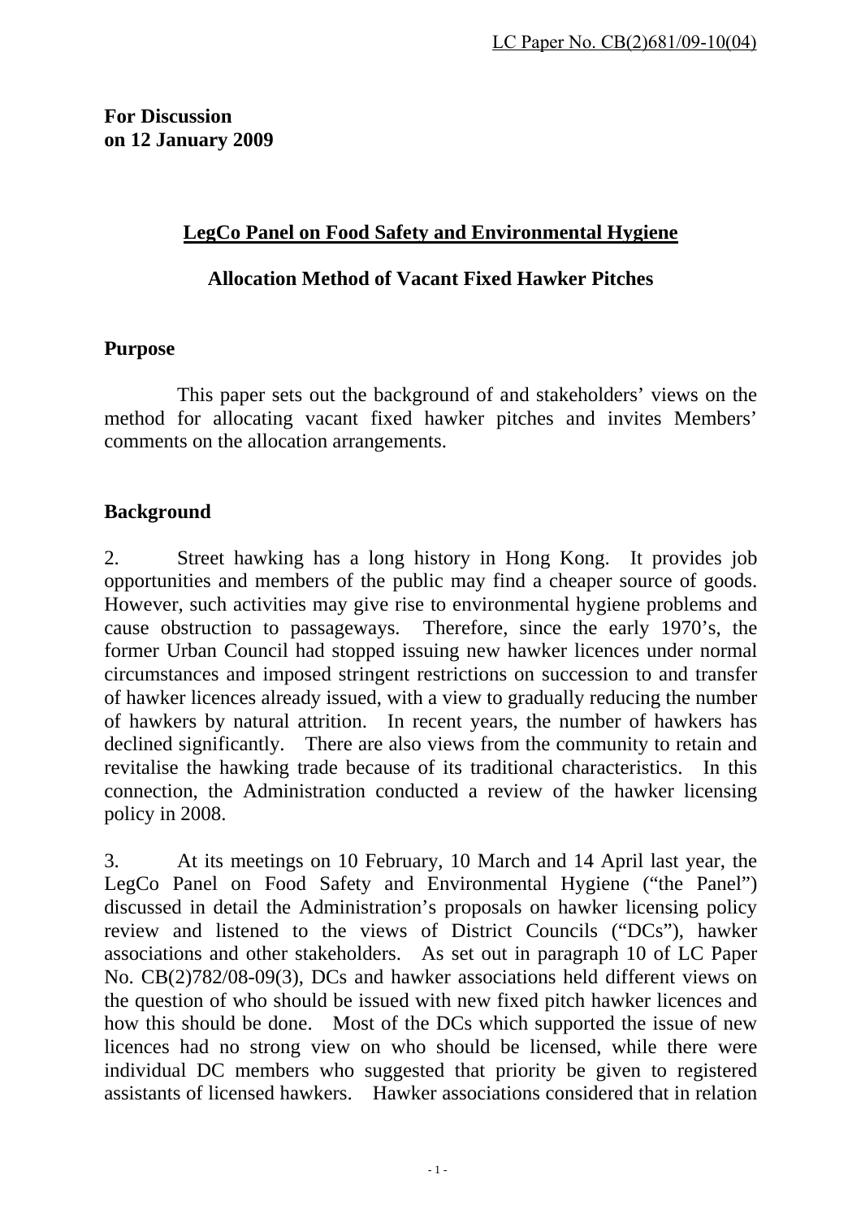LC Paper No. CB(2)681/09-10(04)

**For Discussion on 12 January 2009**

## LegCo Panel on Food Safety and Environmental Hygiene

## Allocation Method of Vacant Fixed Hawker Pitches

### Purpose

This paper sets out the background of and stakeholders' views on the method for allocating vacant fixed hawker pitches and invites Members' comments on the allocation arrangements.

### Background

2. Street hawking has a long history in Hong Kong. It provides job opportunities and members of the public may find a cheaper source of goods. However, such activities may give rise to environmental hygiene problems and cause obstruction to passageways. Therefore, since the early 1970's, the former Urban Council had stopped issuing new hawker licences under normal circumstances and imposed stringent restrictions on succession to and transfer of hawker licences already issued, with a view to gradually reducing the number of hawkers by natural attrition. In recent years, the number of hawkers has declined significantly. There are also views from the community to retain and revitalise the hawking trade because of its traditional characteristics. In this connection, the Administration conducted a review of the hawker licensing policy in 2008.

3. At its meetings on 10 February, 10 March and 14 April last year, the LegCo Panel on Food Safety and Environmental Hygiene ("the Panel") discussed in detail the Administration's proposals on hawker licensing policy review and listened to the views of District Councils ("DCs"), hawker associations and other stakeholders. As set out in paragraph 10 of LC Paper No. CB(2)782/08-09(3), DCs and hawker associations held different views on the question of who should be issued with new fixed pitch hawker licences and how this should be done. Most of the DCs which supported the issue of new licences had no strong view on who should be licensed, while there were individual DC members who suggested that priority be given to registered assistants of licensed hawkers. Hawker associations considered that in relation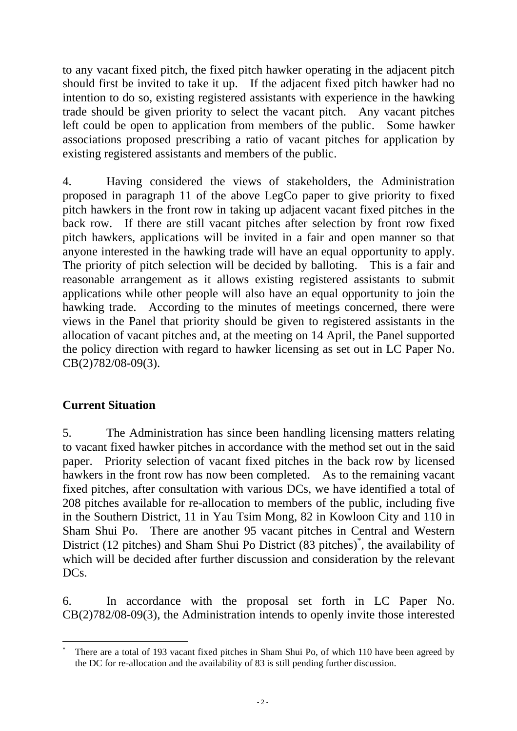to any vacant fixed pitch, the fixed pitch hawker operating in the adjacent pitch should first be invited to take it up. If the adjacent fixed pitch hawker had no intention to do so, existing registered assistants with experience in the hawking trade should be given priority to select the vacant pitch. Any vacant pitches left could be open to application from members of the public. Some hawker associations proposed prescribing a ratio of vacant pitches for application by existing registered assistants and members of the public.

4. Having considered the views of stakeholders, the Administration proposed in paragraph 11 of the above LegCo paper to give priority to fixed pitch hawkers in the front row in taking up adjacent vacant fixed pitches in the back row. If there are still vacant pitches after selection by front row fixed pitch hawkers, applications will be invited in a fair and open manner so that anyone interested in the hawking trade will have an equal opportunity to apply. The priority of pitch selection will be decided by balloting. This is a fair and reasonable arrangement as it allows existing registered assistants to submit applications while other people will also have an equal opportunity to join the hawking trade. According to the minutes of meetings concerned, there were views in the Panel that priority should be given to registered assistants in the allocation of vacant pitches and, at the meeting on 14 April, the Panel supported the policy direction with regard to hawker licensing as set out in LC Paper No. CB(2)782/08-09(3).

## Current Situation

5. The Administration has since been handling licensing matters relating to vacant fixed hawker pitches in accordance with the method set out in the said paper. Priority selection of vacant fixed pitches in the back row by licensed hawkers in the front row has now been completed. As to the remaining vacant fixed pitches, after consultation with various DCs, we have identified a total of 208 pitches available for re-allocation to members of the public, including five in the Southern District, 11 in Yau Tsim Mong, 82 in Kowloon City and 110 in Sham Shui Po. There are another 95 vacant pitches in Central and Western District (12 pitches) and Sham Shui Po District (83 pitches)[*], the availability of which will be decided after further discussion and consideration by the relevant DCs.

6. In accordance with the proposal set forth in LC Paper No. CB(2)782/08-09(3), the Administration intends to openly invite those interested

---

[*] There are a total of 193 vacant fixed pitches in Sham Shui Po, of which 110 have been agreed by the DC for re-allocation and the availability of 83 is still pending further discussion.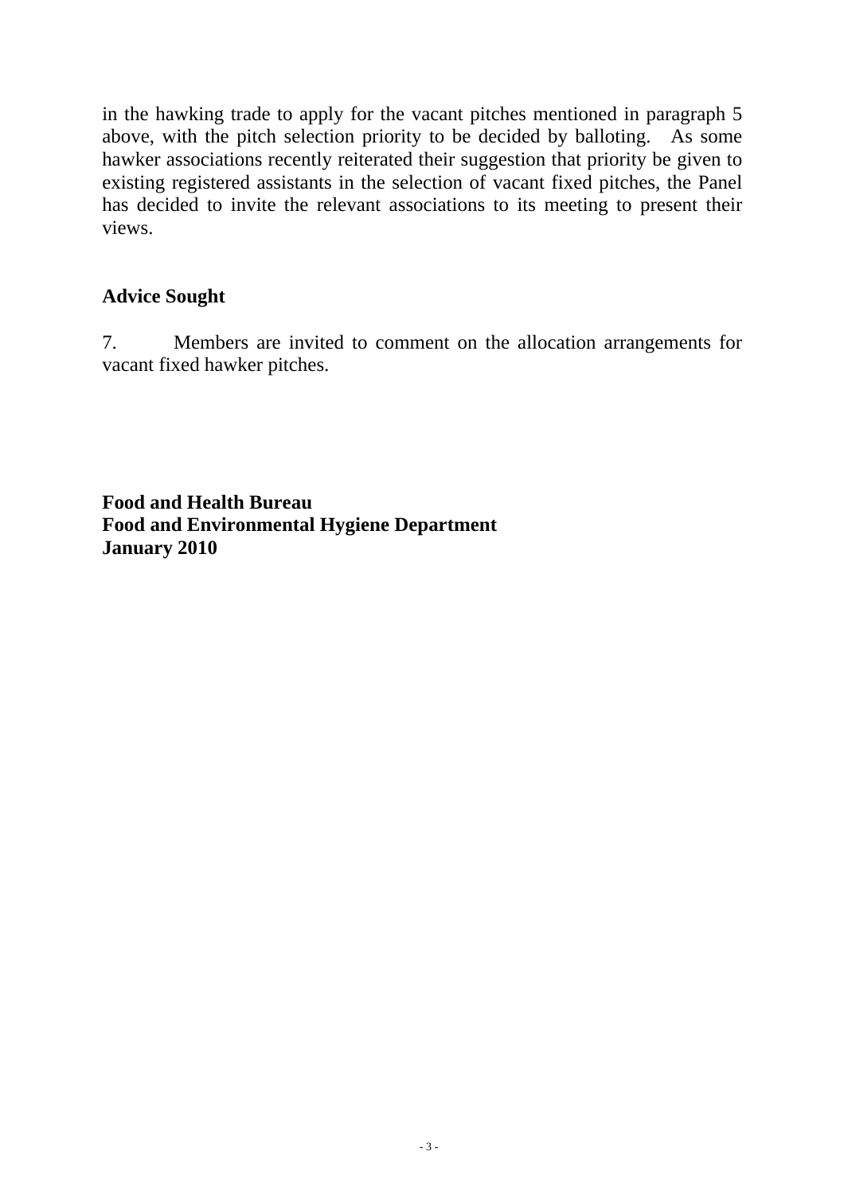in the hawking trade to apply for the vacant pitches mentioned in paragraph 5 above, with the pitch selection priority to be decided by balloting. As some hawker associations recently reiterated their suggestion that priority be given to existing registered assistants in the selection of vacant fixed pitches, the Panel has decided to invite the relevant associations to its meeting to present their views.

## Advice Sought

7. Members are invited to comment on the allocation arrangements for vacant fixed hawker pitches.

**Food and Health Bureau**
**Food and Environmental Hygiene Department**
**January 2010**